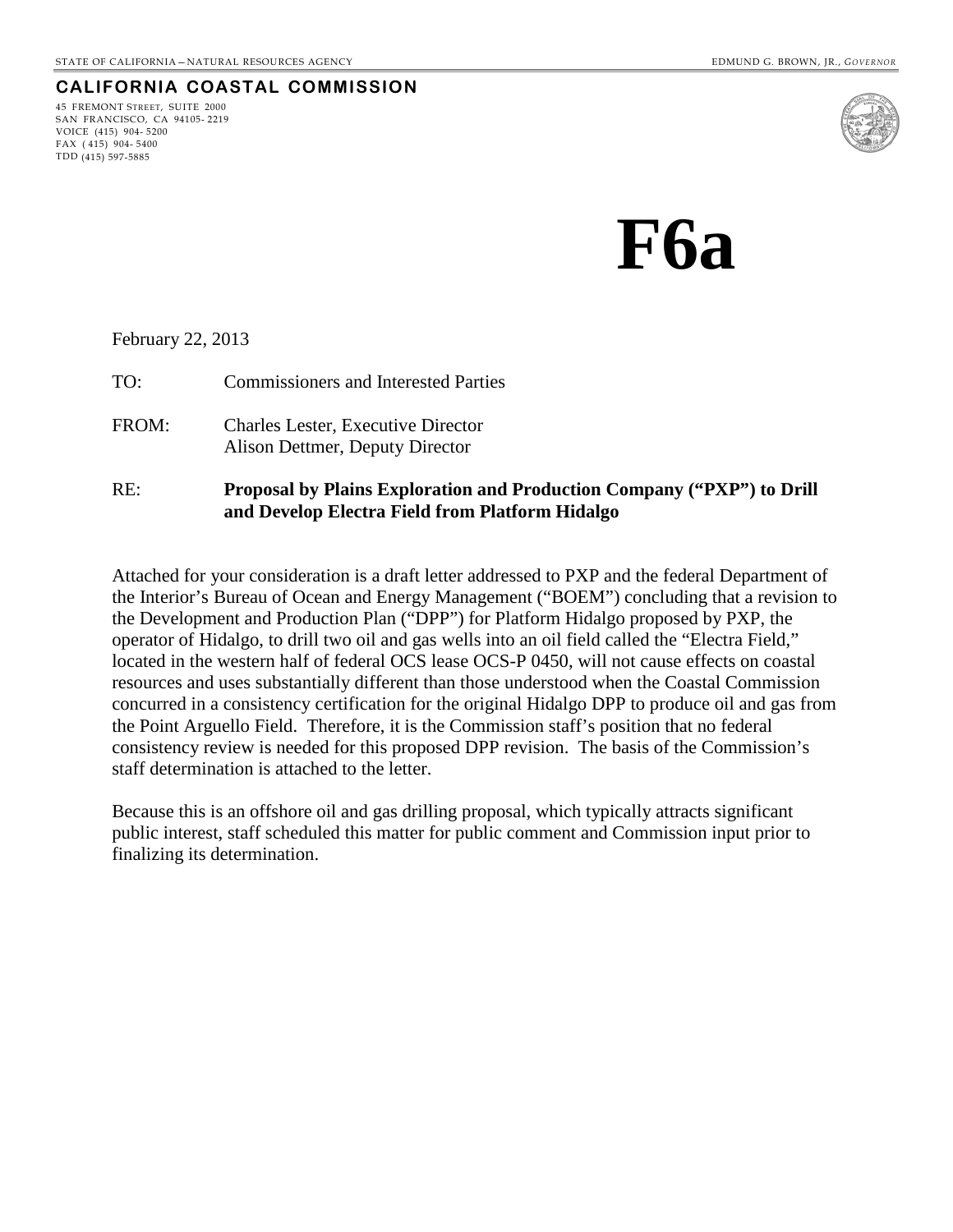STATE OF CALIFORNIA—NATURAL RESOURCES AGENCY EDMUND G. BROWN, JR., *GOVERNOR*

**CALIFORNIA COASTAL COMMISSION**

45 FREMONT STREET, SUITE 2000
SAN FRANCISCO, CA 94105-2219
VOICE (415) 904-5200
FAX (415) 904-5400
TDD (415) 597-5885

# F6a

February 22, 2013

TO: Commissioners and Interested Parties

FROM: Charles Lester, Executive Director
Alison Dettmer, Deputy Director

RE: **Proposal by Plains Exploration and Production Company ("PXP") to Drill and Develop Electra Field from Platform Hidalgo**

Attached for your consideration is a draft letter addressed to PXP and the federal Department of the Interior's Bureau of Ocean and Energy Management ("BOEM") concluding that a revision to the Development and Production Plan ("DPP") for Platform Hidalgo proposed by PXP, the operator of Hidalgo, to drill two oil and gas wells into an oil field called the "Electra Field," located in the western half of federal OCS lease OCS-P 0450, will not cause effects on coastal resources and uses substantially different than those understood when the Coastal Commission concurred in a consistency certification for the original Hidalgo DPP to produce oil and gas from the Point Arguello Field. Therefore, it is the Commission staff's position that no federal consistency review is needed for this proposed DPP revision. The basis of the Commission's staff determination is attached to the letter.

Because this is an offshore oil and gas drilling proposal, which typically attracts significant public interest, staff scheduled this matter for public comment and Commission input prior to finalizing its determination.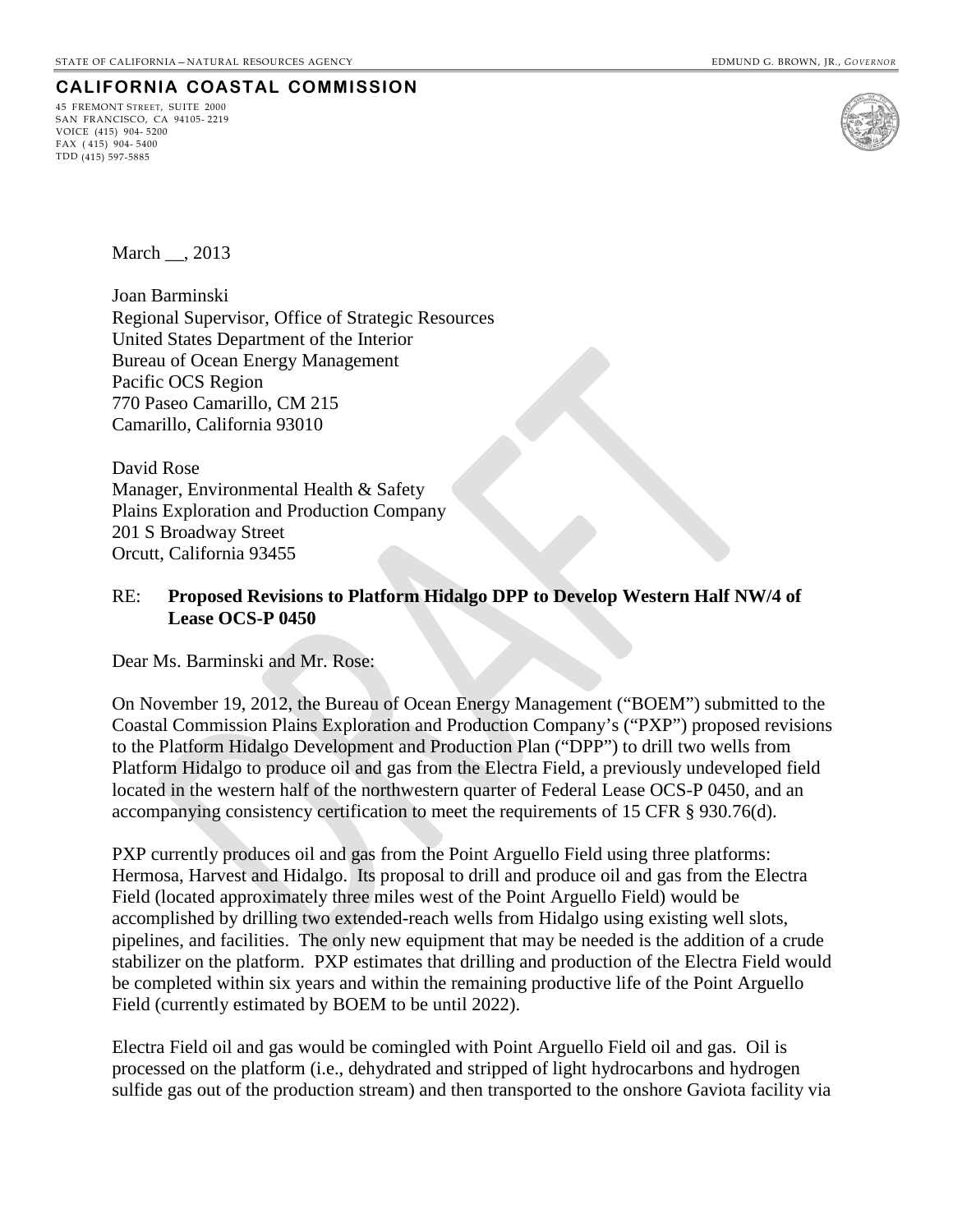STATE OF CALIFORNIA — NATURAL RESOURCES AGENCY

EDMUND G. BROWN, JR., *GOVERNOR*

**CALIFORNIA COASTAL COMMISSION**

45 FREMONT STREET, SUITE 2000
SAN FRANCISCO, CA 94105-2219
VOICE (415) 904-5200
FAX (415) 904-5400
TDD (415) 597-5885

March __, 2013

Joan Barminski
Regional Supervisor, Office of Strategic Resources
United States Department of the Interior
Bureau of Ocean Energy Management
Pacific OCS Region
770 Paseo Camarillo, CM 215
Camarillo, California 93010

David Rose
Manager, Environmental Health & Safety
Plains Exploration and Production Company
201 S Broadway Street
Orcutt, California 93455

RE: **Proposed Revisions to Platform Hidalgo DPP to Develop Western Half NW/4 of Lease OCS-P 0450**

Dear Ms. Barminski and Mr. Rose:

On November 19, 2012, the Bureau of Ocean Energy Management ("BOEM") submitted to the Coastal Commission Plains Exploration and Production Company's ("PXP") proposed revisions to the Platform Hidalgo Development and Production Plan ("DPP") to drill two wells from Platform Hidalgo to produce oil and gas from the Electra Field, a previously undeveloped field located in the western half of the northwestern quarter of Federal Lease OCS-P 0450, and an accompanying consistency certification to meet the requirements of 15 CFR § 930.76(d).

PXP currently produces oil and gas from the Point Arguello Field using three platforms: Hermosa, Harvest and Hidalgo. Its proposal to drill and produce oil and gas from the Electra Field (located approximately three miles west of the Point Arguello Field) would be accomplished by drilling two extended-reach wells from Hidalgo using existing well slots, pipelines, and facilities. The only new equipment that may be needed is the addition of a crude stabilizer on the platform. PXP estimates that drilling and production of the Electra Field would be completed within six years and within the remaining productive life of the Point Arguello Field (currently estimated by BOEM to be until 2022).

Electra Field oil and gas would be comingled with Point Arguello Field oil and gas. Oil is processed on the platform (i.e., dehydrated and stripped of light hydrocarbons and hydrogen sulfide gas out of the production stream) and then transported to the onshore Gaviota facility via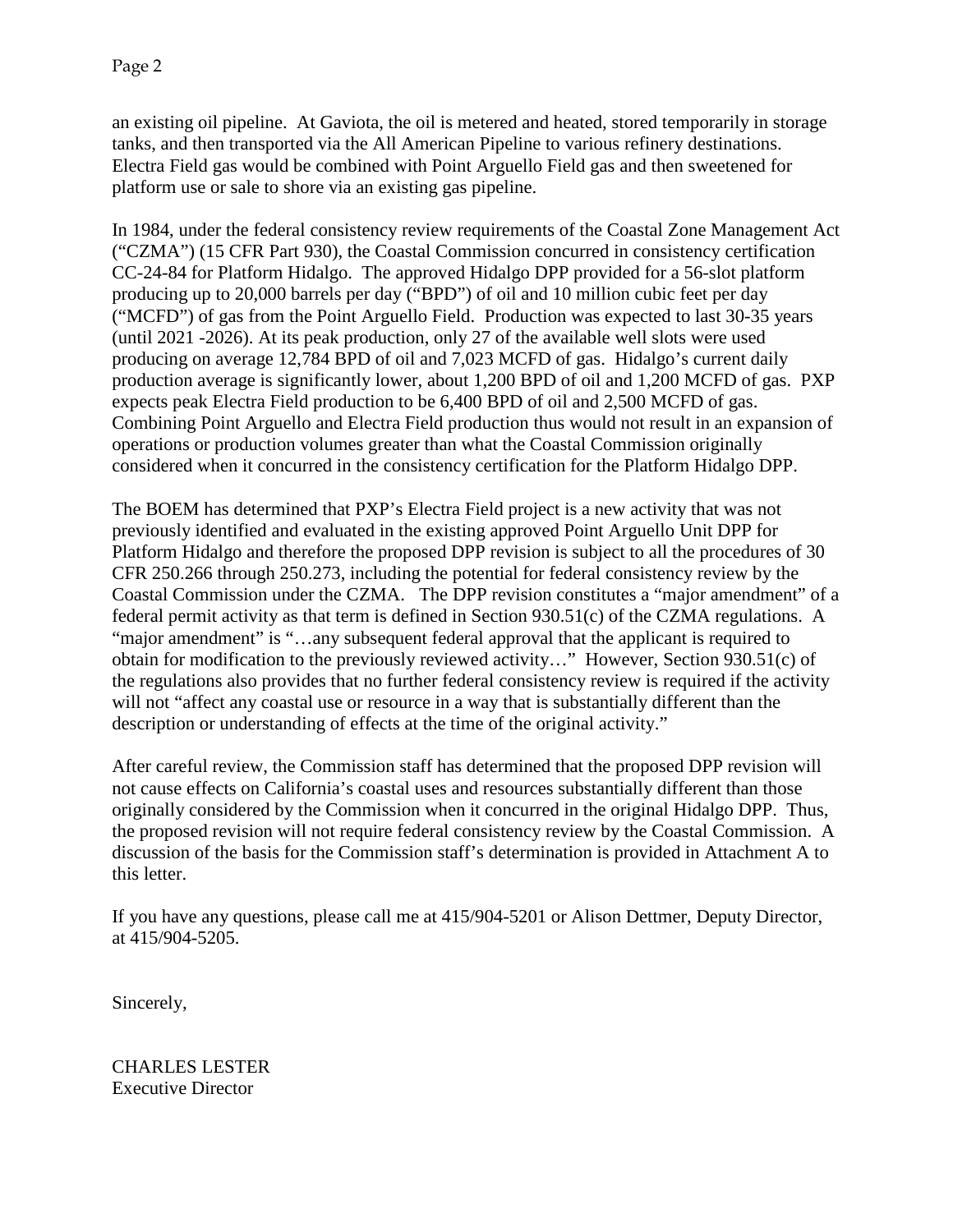an existing oil pipeline. At Gaviota, the oil is metered and heated, stored temporarily in storage tanks, and then transported via the All American Pipeline to various refinery destinations. Electra Field gas would be combined with Point Arguello Field gas and then sweetened for platform use or sale to shore via an existing gas pipeline.

In 1984, under the federal consistency review requirements of the Coastal Zone Management Act ("CZMA") (15 CFR Part 930), the Coastal Commission concurred in consistency certification CC-24-84 for Platform Hidalgo. The approved Hidalgo DPP provided for a 56-slot platform producing up to 20,000 barrels per day ("BPD") of oil and 10 million cubic feet per day ("MCFD") of gas from the Point Arguello Field. Production was expected to last 30-35 years (until 2021 -2026). At its peak production, only 27 of the available well slots were used producing on average 12,784 BPD of oil and 7,023 MCFD of gas. Hidalgo's current daily production average is significantly lower, about 1,200 BPD of oil and 1,200 MCFD of gas. PXP expects peak Electra Field production to be 6,400 BPD of oil and 2,500 MCFD of gas. Combining Point Arguello and Electra Field production thus would not result in an expansion of operations or production volumes greater than what the Coastal Commission originally considered when it concurred in the consistency certification for the Platform Hidalgo DPP.

The BOEM has determined that PXP's Electra Field project is a new activity that was not previously identified and evaluated in the existing approved Point Arguello Unit DPP for Platform Hidalgo and therefore the proposed DPP revision is subject to all the procedures of 30 CFR 250.266 through 250.273, including the potential for federal consistency review by the Coastal Commission under the CZMA. The DPP revision constitutes a "major amendment" of a federal permit activity as that term is defined in Section 930.51(c) of the CZMA regulations. A "major amendment" is "…any subsequent federal approval that the applicant is required to obtain for modification to the previously reviewed activity…" However, Section 930.51(c) of the regulations also provides that no further federal consistency review is required if the activity will not "affect any coastal use or resource in a way that is substantially different than the description or understanding of effects at the time of the original activity."

After careful review, the Commission staff has determined that the proposed DPP revision will not cause effects on California's coastal uses and resources substantially different than those originally considered by the Commission when it concurred in the original Hidalgo DPP. Thus, the proposed revision will not require federal consistency review by the Coastal Commission. A discussion of the basis for the Commission staff's determination is provided in Attachment A to this letter.

If you have any questions, please call me at 415/904-5201 or Alison Dettmer, Deputy Director, at 415/904-5205.

Sincerely,

CHARLES LESTER
Executive Director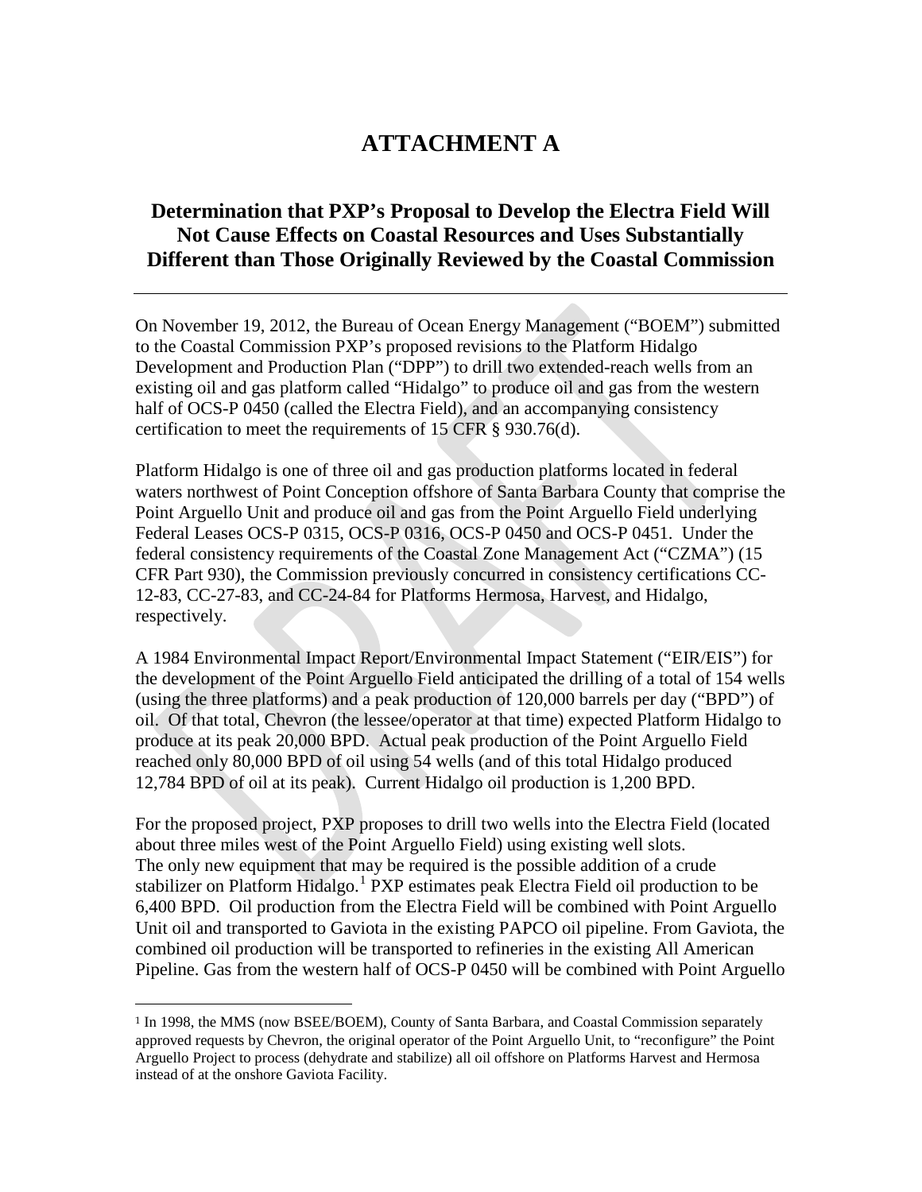# ATTACHMENT A

## Determination that PXP's Proposal to Develop the Electra Field Will Not Cause Effects on Coastal Resources and Uses Substantially Different than Those Originally Reviewed by the Coastal Commission

On November 19, 2012, the Bureau of Ocean Energy Management ("BOEM") submitted to the Coastal Commission PXP's proposed revisions to the Platform Hidalgo Development and Production Plan ("DPP") to drill two extended-reach wells from an existing oil and gas platform called "Hidalgo" to produce oil and gas from the western half of OCS-P 0450 (called the Electra Field), and an accompanying consistency certification to meet the requirements of 15 CFR § 930.76(d).

Platform Hidalgo is one of three oil and gas production platforms located in federal waters northwest of Point Conception offshore of Santa Barbara County that comprise the Point Arguello Unit and produce oil and gas from the Point Arguello Field underlying Federal Leases OCS-P 0315, OCS-P 0316, OCS-P 0450 and OCS-P 0451. Under the federal consistency requirements of the Coastal Zone Management Act ("CZMA") (15 CFR Part 930), the Commission previously concurred in consistency certifications CC-12-83, CC-27-83, and CC-24-84 for Platforms Hermosa, Harvest, and Hidalgo, respectively.

A 1984 Environmental Impact Report/Environmental Impact Statement ("EIR/EIS") for the development of the Point Arguello Field anticipated the drilling of a total of 154 wells (using the three platforms) and a peak production of 120,000 barrels per day ("BPD") of oil. Of that total, Chevron (the lessee/operator at that time) expected Platform Hidalgo to produce at its peak 20,000 BPD. Actual peak production of the Point Arguello Field reached only 80,000 BPD of oil using 54 wells (and of this total Hidalgo produced 12,784 BPD of oil at its peak). Current Hidalgo oil production is 1,200 BPD.

For the proposed project, PXP proposes to drill two wells into the Electra Field (located about three miles west of the Point Arguello Field) using existing well slots. The only new equipment that may be required is the possible addition of a crude stabilizer on Platform Hidalgo.[1] PXP estimates peak Electra Field oil production to be 6,400 BPD. Oil production from the Electra Field will be combined with Point Arguello Unit oil and transported to Gaviota in the existing PAPCO oil pipeline. From Gaviota, the combined oil production will be transported to refineries in the existing All American Pipeline. Gas from the western half of OCS-P 0450 will be combined with Point Arguello

[1] In 1998, the MMS (now BSEE/BOEM), County of Santa Barbara, and Coastal Commission separately approved requests by Chevron, the original operator of the Point Arguello Unit, to "reconfigure" the Point Arguello Project to process (dehydrate and stabilize) all oil offshore on Platforms Harvest and Hermosa instead of at the onshore Gaviota Facility.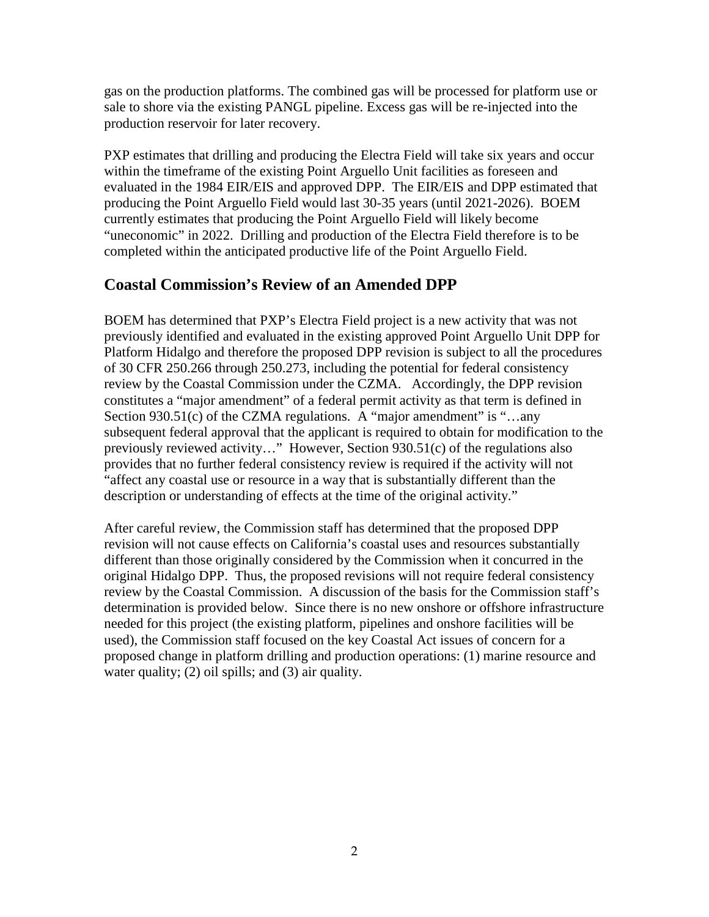gas on the production platforms. The combined gas will be processed for platform use or sale to shore via the existing PANGL pipeline. Excess gas will be re-injected into the production reservoir for later recovery.

PXP estimates that drilling and producing the Electra Field will take six years and occur within the timeframe of the existing Point Arguello Unit facilities as foreseen and evaluated in the 1984 EIR/EIS and approved DPP. The EIR/EIS and DPP estimated that producing the Point Arguello Field would last 30-35 years (until 2021-2026). BOEM currently estimates that producing the Point Arguello Field will likely become "uneconomic" in 2022. Drilling and production of the Electra Field therefore is to be completed within the anticipated productive life of the Point Arguello Field.

## Coastal Commission's Review of an Amended DPP

BOEM has determined that PXP's Electra Field project is a new activity that was not previously identified and evaluated in the existing approved Point Arguello Unit DPP for Platform Hidalgo and therefore the proposed DPP revision is subject to all the procedures of 30 CFR 250.266 through 250.273, including the potential for federal consistency review by the Coastal Commission under the CZMA. Accordingly, the DPP revision constitutes a "major amendment" of a federal permit activity as that term is defined in Section 930.51(c) of the CZMA regulations. A "major amendment" is "…any subsequent federal approval that the applicant is required to obtain for modification to the previously reviewed activity…" However, Section 930.51(c) of the regulations also provides that no further federal consistency review is required if the activity will not "affect any coastal use or resource in a way that is substantially different than the description or understanding of effects at the time of the original activity."

After careful review, the Commission staff has determined that the proposed DPP revision will not cause effects on California's coastal uses and resources substantially different than those originally considered by the Commission when it concurred in the original Hidalgo DPP. Thus, the proposed revisions will not require federal consistency review by the Coastal Commission. A discussion of the basis for the Commission staff's determination is provided below. Since there is no new onshore or offshore infrastructure needed for this project (the existing platform, pipelines and onshore facilities will be used), the Commission staff focused on the key Coastal Act issues of concern for a proposed change in platform drilling and production operations: (1) marine resource and water quality; (2) oil spills; and (3) air quality.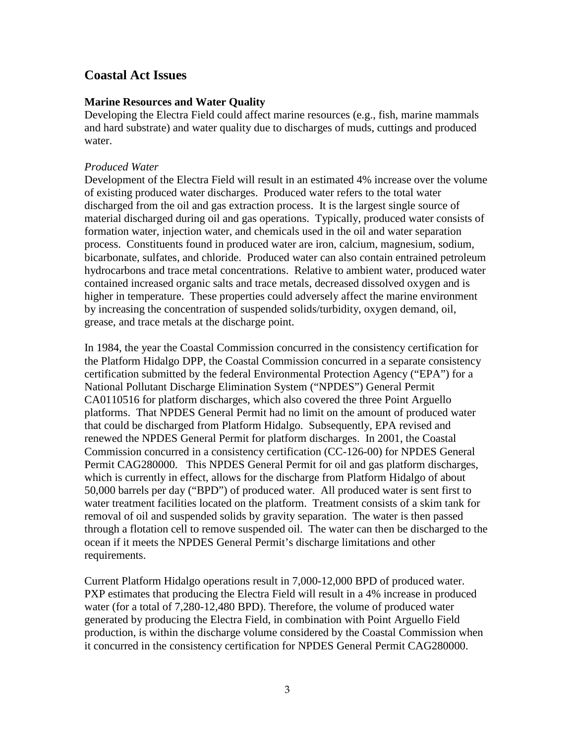## Coastal Act Issues

### Marine Resources and Water Quality

Developing the Electra Field could affect marine resources (e.g., fish, marine mammals and hard substrate) and water quality due to discharges of muds, cuttings and produced water.

*Produced Water*

Development of the Electra Field will result in an estimated 4% increase over the volume of existing produced water discharges. Produced water refers to the total water discharged from the oil and gas extraction process. It is the largest single source of material discharged during oil and gas operations. Typically, produced water consists of formation water, injection water, and chemicals used in the oil and water separation process. Constituents found in produced water are iron, calcium, magnesium, sodium, bicarbonate, sulfates, and chloride. Produced water can also contain entrained petroleum hydrocarbons and trace metal concentrations. Relative to ambient water, produced water contained increased organic salts and trace metals, decreased dissolved oxygen and is higher in temperature. These properties could adversely affect the marine environment by increasing the concentration of suspended solids/turbidity, oxygen demand, oil, grease, and trace metals at the discharge point.

In 1984, the year the Coastal Commission concurred in the consistency certification for the Platform Hidalgo DPP, the Coastal Commission concurred in a separate consistency certification submitted by the federal Environmental Protection Agency ("EPA") for a National Pollutant Discharge Elimination System ("NPDES") General Permit CA0110516 for platform discharges, which also covered the three Point Arguello platforms. That NPDES General Permit had no limit on the amount of produced water that could be discharged from Platform Hidalgo. Subsequently, EPA revised and renewed the NPDES General Permit for platform discharges. In 2001, the Coastal Commission concurred in a consistency certification (CC-126-00) for NPDES General Permit CAG280000. This NPDES General Permit for oil and gas platform discharges, which is currently in effect, allows for the discharge from Platform Hidalgo of about 50,000 barrels per day ("BPD") of produced water. All produced water is sent first to water treatment facilities located on the platform. Treatment consists of a skim tank for removal of oil and suspended solids by gravity separation. The water is then passed through a flotation cell to remove suspended oil. The water can then be discharged to the ocean if it meets the NPDES General Permit's discharge limitations and other requirements.

Current Platform Hidalgo operations result in 7,000-12,000 BPD of produced water. PXP estimates that producing the Electra Field will result in a 4% increase in produced water (for a total of 7,280-12,480 BPD). Therefore, the volume of produced water generated by producing the Electra Field, in combination with Point Arguello Field production, is within the discharge volume considered by the Coastal Commission when it concurred in the consistency certification for NPDES General Permit CAG280000.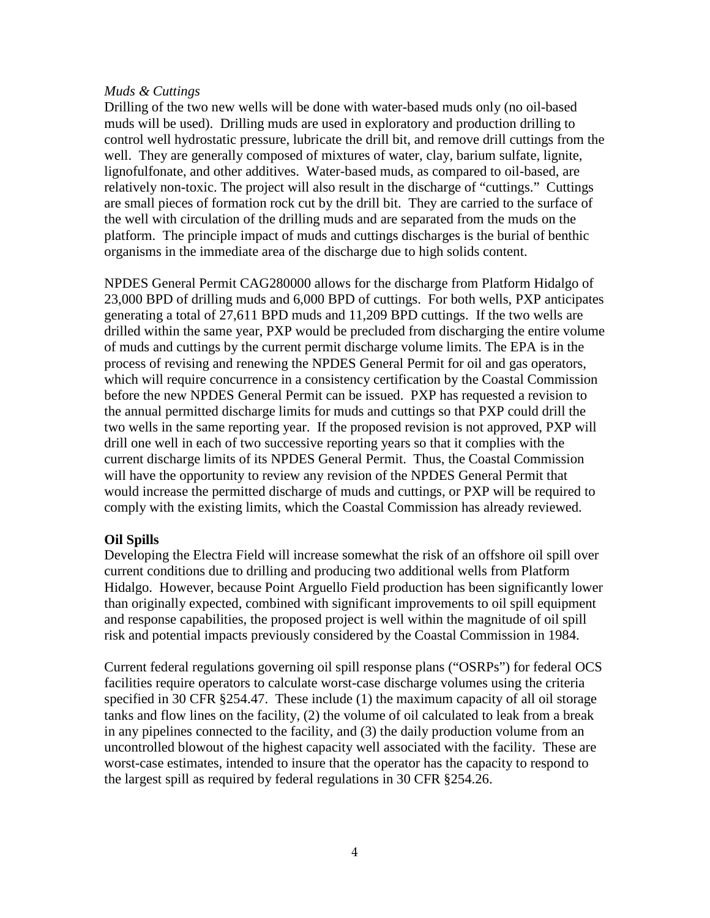*Muds & Cuttings*

Drilling of the two new wells will be done with water-based muds only (no oil-based muds will be used). Drilling muds are used in exploratory and production drilling to control well hydrostatic pressure, lubricate the drill bit, and remove drill cuttings from the well. They are generally composed of mixtures of water, clay, barium sulfate, lignite, lignofulfonate, and other additives. Water-based muds, as compared to oil-based, are relatively non-toxic. The project will also result in the discharge of "cuttings." Cuttings are small pieces of formation rock cut by the drill bit. They are carried to the surface of the well with circulation of the drilling muds and are separated from the muds on the platform. The principle impact of muds and cuttings discharges is the burial of benthic organisms in the immediate area of the discharge due to high solids content.

NPDES General Permit CAG280000 allows for the discharge from Platform Hidalgo of 23,000 BPD of drilling muds and 6,000 BPD of cuttings. For both wells, PXP anticipates generating a total of 27,611 BPD muds and 11,209 BPD cuttings. If the two wells are drilled within the same year, PXP would be precluded from discharging the entire volume of muds and cuttings by the current permit discharge volume limits. The EPA is in the process of revising and renewing the NPDES General Permit for oil and gas operators, which will require concurrence in a consistency certification by the Coastal Commission before the new NPDES General Permit can be issued. PXP has requested a revision to the annual permitted discharge limits for muds and cuttings so that PXP could drill the two wells in the same reporting year. If the proposed revision is not approved, PXP will drill one well in each of two successive reporting years so that it complies with the current discharge limits of its NPDES General Permit. Thus, the Coastal Commission will have the opportunity to review any revision of the NPDES General Permit that would increase the permitted discharge of muds and cuttings, or PXP will be required to comply with the existing limits, which the Coastal Commission has already reviewed.

**Oil Spills**

Developing the Electra Field will increase somewhat the risk of an offshore oil spill over current conditions due to drilling and producing two additional wells from Platform Hidalgo. However, because Point Arguello Field production has been significantly lower than originally expected, combined with significant improvements to oil spill equipment and response capabilities, the proposed project is well within the magnitude of oil spill risk and potential impacts previously considered by the Coastal Commission in 1984.

Current federal regulations governing oil spill response plans ("OSRPs") for federal OCS facilities require operators to calculate worst-case discharge volumes using the criteria specified in 30 CFR §254.47. These include (1) the maximum capacity of all oil storage tanks and flow lines on the facility, (2) the volume of oil calculated to leak from a break in any pipelines connected to the facility, and (3) the daily production volume from an uncontrolled blowout of the highest capacity well associated with the facility. These are worst-case estimates, intended to insure that the operator has the capacity to respond to the largest spill as required by federal regulations in 30 CFR §254.26.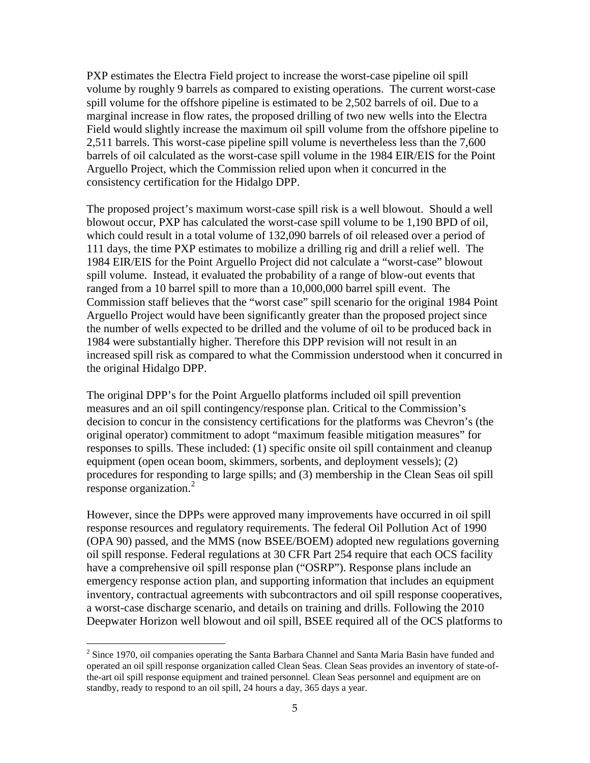PXP estimates the Electra Field project to increase the worst-case pipeline oil spill volume by roughly 9 barrels as compared to existing operations. The current worst-case spill volume for the offshore pipeline is estimated to be 2,502 barrels of oil. Due to a marginal increase in flow rates, the proposed drilling of two new wells into the Electra Field would slightly increase the maximum oil spill volume from the offshore pipeline to 2,511 barrels. This worst-case pipeline spill volume is nevertheless less than the 7,600 barrels of oil calculated as the worst-case spill volume in the 1984 EIR/EIS for the Point Arguello Project, which the Commission relied upon when it concurred in the consistency certification for the Hidalgo DPP.

The proposed project's maximum worst-case spill risk is a well blowout. Should a well blowout occur, PXP has calculated the worst-case spill volume to be 1,190 BPD of oil, which could result in a total volume of 132,090 barrels of oil released over a period of 111 days, the time PXP estimates to mobilize a drilling rig and drill a relief well. The 1984 EIR/EIS for the Point Arguello Project did not calculate a "worst-case" blowout spill volume. Instead, it evaluated the probability of a range of blow-out events that ranged from a 10 barrel spill to more than a 10,000,000 barrel spill event. The Commission staff believes that the "worst case" spill scenario for the original 1984 Point Arguello Project would have been significantly greater than the proposed project since the number of wells expected to be drilled and the volume of oil to be produced back in 1984 were substantially higher. Therefore this DPP revision will not result in an increased spill risk as compared to what the Commission understood when it concurred in the original Hidalgo DPP.

The original DPP's for the Point Arguello platforms included oil spill prevention measures and an oil spill contingency/response plan. Critical to the Commission's decision to concur in the consistency certifications for the platforms was Chevron's (the original operator) commitment to adopt "maximum feasible mitigation measures" for responses to spills. These included: (1) specific onsite oil spill containment and cleanup equipment (open ocean boom, skimmers, sorbents, and deployment vessels); (2) procedures for responding to large spills; and (3) membership in the Clean Seas oil spill response organization.[2]

However, since the DPPs were approved many improvements have occurred in oil spill response resources and regulatory requirements. The federal Oil Pollution Act of 1990 (OPA 90) passed, and the MMS (now BSEE/BOEM) adopted new regulations governing oil spill response. Federal regulations at 30 CFR Part 254 require that each OCS facility have a comprehensive oil spill response plan ("OSRP"). Response plans include an emergency response action plan, and supporting information that includes an equipment inventory, contractual agreements with subcontractors and oil spill response cooperatives, a worst-case discharge scenario, and details on training and drills. Following the 2010 Deepwater Horizon well blowout and oil spill, BSEE required all of the OCS platforms to

[2] Since 1970, oil companies operating the Santa Barbara Channel and Santa Maria Basin have funded and operated an oil spill response organization called Clean Seas. Clean Seas provides an inventory of state-of-the-art oil spill response equipment and trained personnel. Clean Seas personnel and equipment are on standby, ready to respond to an oil spill, 24 hours a day, 365 days a year.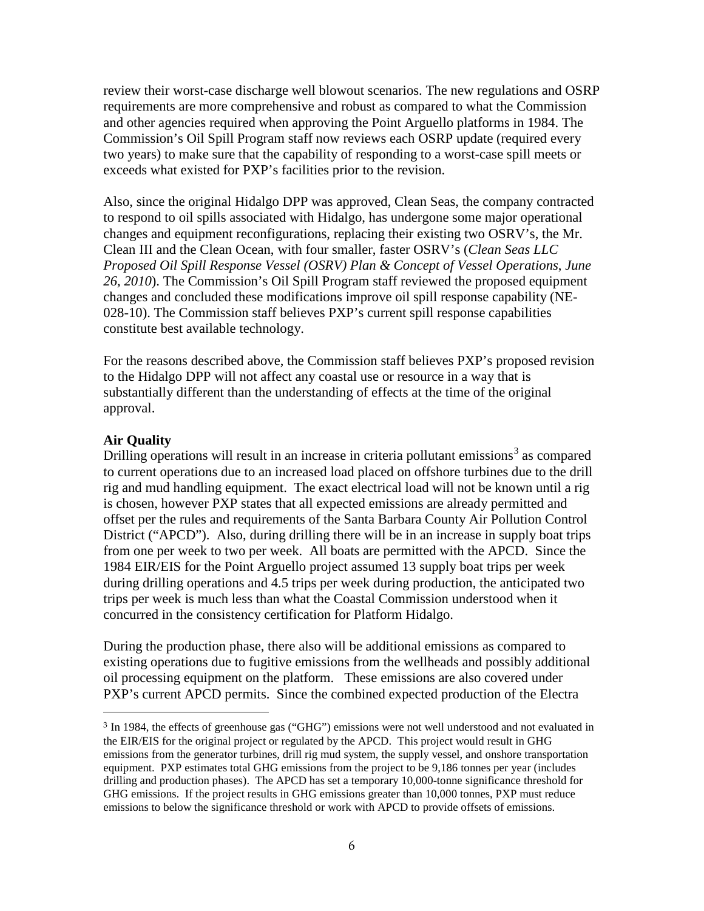review their worst-case discharge well blowout scenarios. The new regulations and OSRP requirements are more comprehensive and robust as compared to what the Commission and other agencies required when approving the Point Arguello platforms in 1984. The Commission's Oil Spill Program staff now reviews each OSRP update (required every two years) to make sure that the capability of responding to a worst-case spill meets or exceeds what existed for PXP's facilities prior to the revision.

Also, since the original Hidalgo DPP was approved, Clean Seas, the company contracted to respond to oil spills associated with Hidalgo, has undergone some major operational changes and equipment reconfigurations, replacing their existing two OSRV's, the Mr. Clean III and the Clean Ocean, with four smaller, faster OSRV's (*Clean Seas LLC Proposed Oil Spill Response Vessel (OSRV) Plan & Concept of Vessel Operations, June 26, 2010*). The Commission's Oil Spill Program staff reviewed the proposed equipment changes and concluded these modifications improve oil spill response capability (NE-028-10). The Commission staff believes PXP's current spill response capabilities constitute best available technology.

For the reasons described above, the Commission staff believes PXP's proposed revision to the Hidalgo DPP will not affect any coastal use or resource in a way that is substantially different than the understanding of effects at the time of the original approval.

**Air Quality**

Drilling operations will result in an increase in criteria pollutant emissions[3] as compared to current operations due to an increased load placed on offshore turbines due to the drill rig and mud handling equipment. The exact electrical load will not be known until a rig is chosen, however PXP states that all expected emissions are already permitted and offset per the rules and requirements of the Santa Barbara County Air Pollution Control District ("APCD"). Also, during drilling there will be in an increase in supply boat trips from one per week to two per week. All boats are permitted with the APCD. Since the 1984 EIR/EIS for the Point Arguello project assumed 13 supply boat trips per week during drilling operations and 4.5 trips per week during production, the anticipated two trips per week is much less than what the Coastal Commission understood when it concurred in the consistency certification for Platform Hidalgo.

During the production phase, there also will be additional emissions as compared to existing operations due to fugitive emissions from the wellheads and possibly additional oil processing equipment on the platform. These emissions are also covered under PXP's current APCD permits. Since the combined expected production of the Electra

---

[3] In 1984, the effects of greenhouse gas ("GHG") emissions were not well understood and not evaluated in the EIR/EIS for the original project or regulated by the APCD. This project would result in GHG emissions from the generator turbines, drill rig mud system, the supply vessel, and onshore transportation equipment. PXP estimates total GHG emissions from the project to be 9,186 tonnes per year (includes drilling and production phases). The APCD has set a temporary 10,000-tonne significance threshold for GHG emissions. If the project results in GHG emissions greater than 10,000 tonnes, PXP must reduce emissions to below the significance threshold or work with APCD to provide offsets of emissions.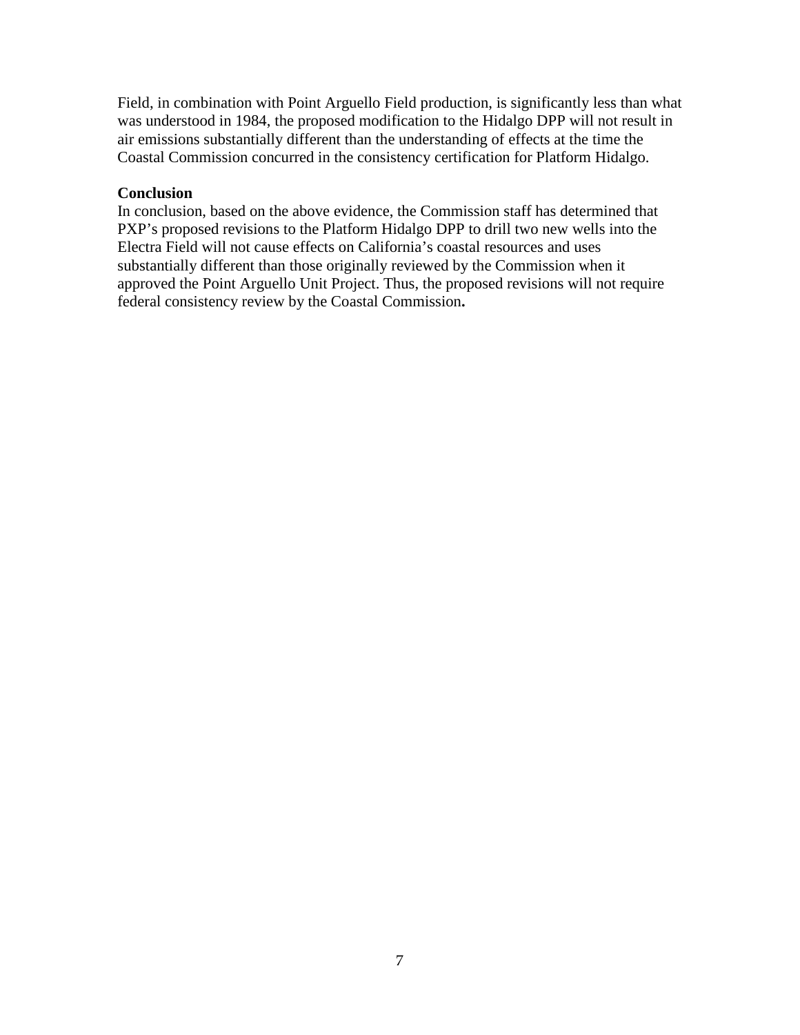Field, in combination with Point Arguello Field production, is significantly less than what was understood in 1984, the proposed modification to the Hidalgo DPP will not result in air emissions substantially different than the understanding of effects at the time the Coastal Commission concurred in the consistency certification for Platform Hidalgo.

**Conclusion**

In conclusion, based on the above evidence, the Commission staff has determined that PXP's proposed revisions to the Platform Hidalgo DPP to drill two new wells into the Electra Field will not cause effects on California's coastal resources and uses substantially different than those originally reviewed by the Commission when it approved the Point Arguello Unit Project. Thus, the proposed revisions will not require federal consistency review by the Coastal Commission**.**